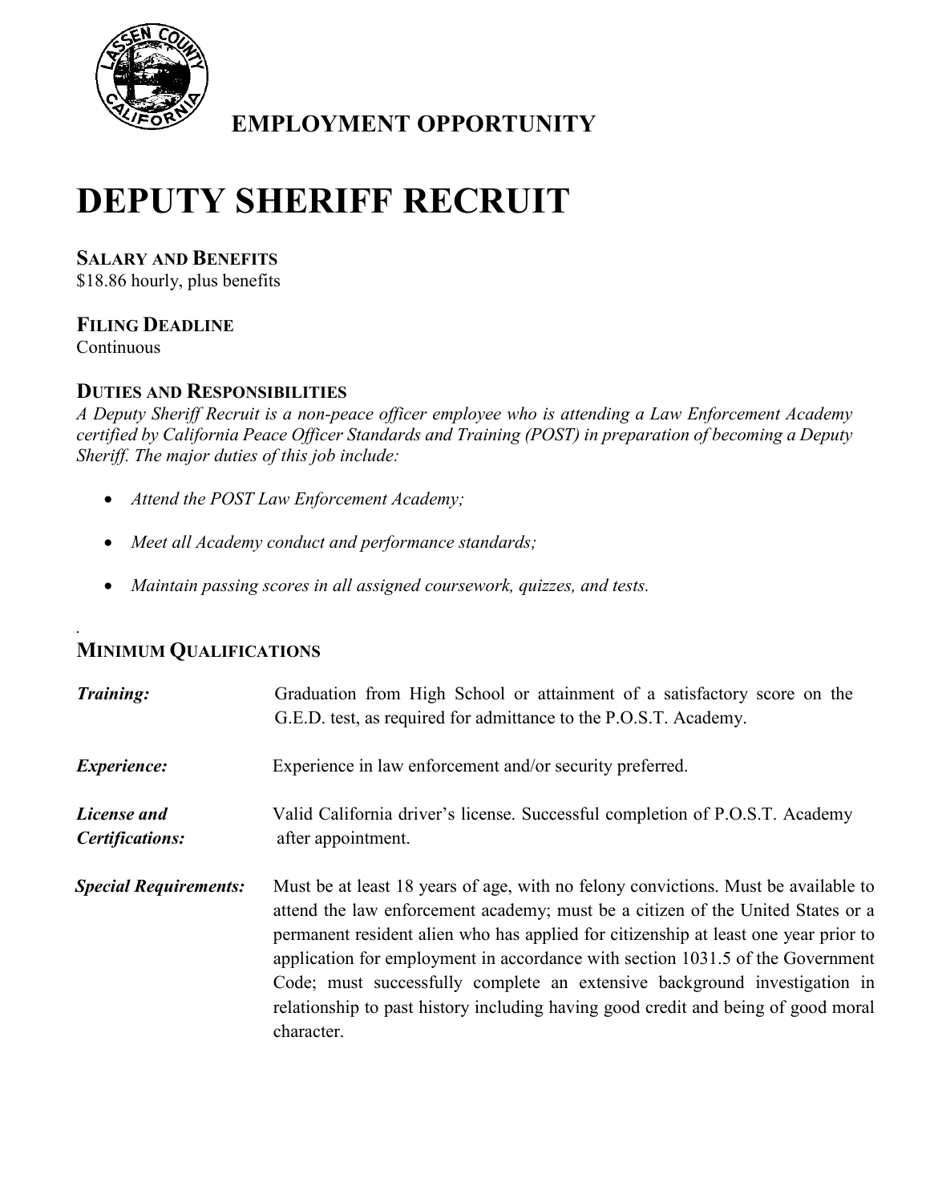## EMPLOYMENT OPPORTUNITY

# DEPUTY SHERIFF RECRUIT

### SALARY AND BENEFITS

$18.86 hourly, plus benefits

### FILING DEADLINE

Continuous

### DUTIES AND RESPONSIBILITIES

*A Deputy Sheriff Recruit is a non-peace officer employee who is attending a Law Enforcement Academy certified by California Peace Officer Standards and Training (POST) in preparation of becoming a Deputy Sheriff. The major duties of this job include:*

- *Attend the POST Law Enforcement Academy;*
- *Meet all Academy conduct and performance standards;*
- *Maintain passing scores in all assigned coursework, quizzes, and tests.*

.

### MINIMUM QUALIFICATIONS

| | |
|---|---|
| ***Training:*** | Graduation from High School or attainment of a satisfactory score on the G.E.D. test, as required for admittance to the P.O.S.T. Academy. |
| ***Experience:*** | Experience in law enforcement and/or security preferred. |
| ***License and Certifications:*** | Valid California driver's license. Successful completion of P.O.S.T. Academy after appointment. |
| ***Special Requirements:*** | Must be at least 18 years of age, with no felony convictions. Must be available to attend the law enforcement academy; must be a citizen of the United States or a permanent resident alien who has applied for citizenship at least one year prior to application for employment in accordance with section 1031.5 of the Government Code; must successfully complete an extensive background investigation in relationship to past history including having good credit and being of good moral character. |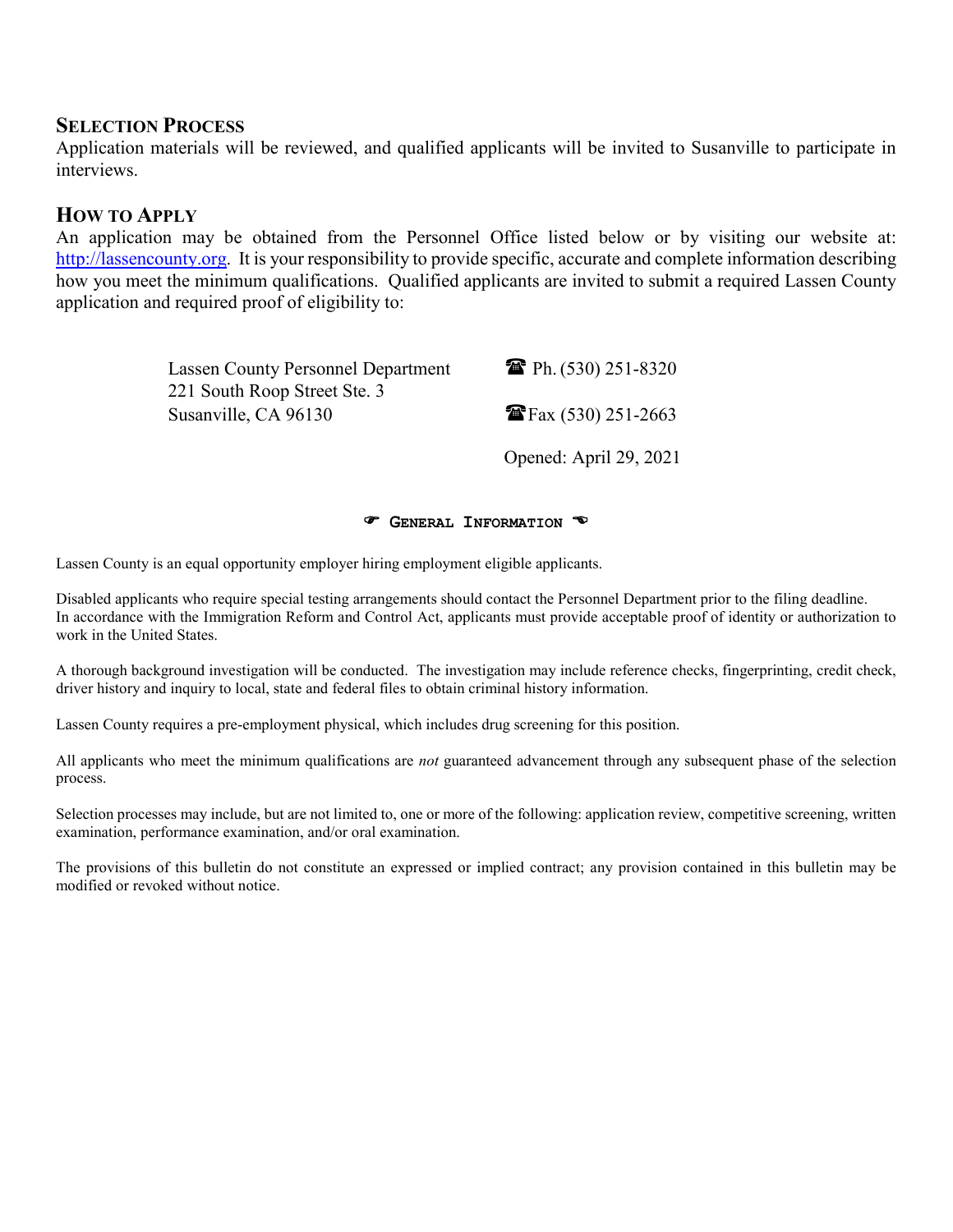## SELECTION PROCESS

Application materials will be reviewed, and qualified applicants will be invited to Susanville to participate in interviews.

## HOW TO APPLY

An application may be obtained from the Personnel Office listed below or by visiting our website at: [http://lassencounty.org](http://lassencounty.org). It is your responsibility to provide specific, accurate and complete information describing how you meet the minimum qualifications. Qualified applicants are invited to submit a required Lassen County application and required proof of eligibility to:

Lassen County Personnel Department
221 South Roop Street Ste. 3
Susanville, CA 96130

☎ Ph. (530) 251-8320

☎ Fax (530) 251-2663

Opened: April 29, 2021

### ☛ GENERAL INFORMATION ☚

Lassen County is an equal opportunity employer hiring employment eligible applicants.

Disabled applicants who require special testing arrangements should contact the Personnel Department prior to the filing deadline. In accordance with the Immigration Reform and Control Act, applicants must provide acceptable proof of identity or authorization to work in the United States.

A thorough background investigation will be conducted. The investigation may include reference checks, fingerprinting, credit check, driver history and inquiry to local, state and federal files to obtain criminal history information.

Lassen County requires a pre-employment physical, which includes drug screening for this position.

All applicants who meet the minimum qualifications are *not* guaranteed advancement through any subsequent phase of the selection process.

Selection processes may include, but are not limited to, one or more of the following: application review, competitive screening, written examination, performance examination, and/or oral examination.

The provisions of this bulletin do not constitute an expressed or implied contract; any provision contained in this bulletin may be modified or revoked without notice.